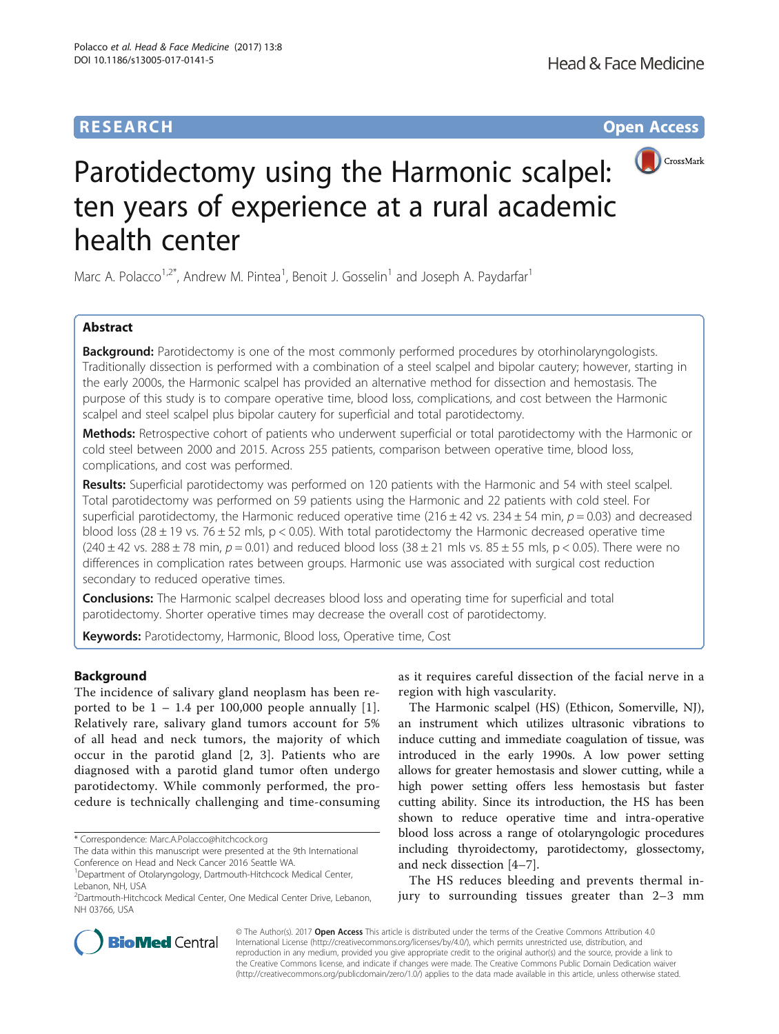RESEARCH Open Access

# Parotidectomy using the Harmonic scalpel: ten years of experience at a rural academic health center

Marc A. Polacco[1,2*], Andrew M. Pintea[1], Benoit J. Gosselin[1] and Joseph A. Paydarfar[1]

## Abstract

**Background:** Parotidectomy is one of the most commonly performed procedures by otorhinolaryngologists. Traditionally dissection is performed with a combination of a steel scalpel and bipolar cautery; however, starting in the early 2000s, the Harmonic scalpel has provided an alternative method for dissection and hemostasis. The purpose of this study is to compare operative time, blood loss, complications, and cost between the Harmonic scalpel and steel scalpel plus bipolar cautery for superficial and total parotidectomy.

**Methods:** Retrospective cohort of patients who underwent superficial or total parotidectomy with the Harmonic or cold steel between 2000 and 2015. Across 255 patients, comparison between operative time, blood loss, complications, and cost was performed.

**Results:** Superficial parotidectomy was performed on 120 patients with the Harmonic and 54 with steel scalpel. Total parotidectomy was performed on 59 patients using the Harmonic and 22 patients with cold steel. For superficial parotidectomy, the Harmonic reduced operative time (216 ± 42 vs. 234 ± 54 min, $p = 0.03$) and decreased blood loss (28 ± 19 vs. 76 ± 52 mls, $p < 0.05$). With total parotidectomy the Harmonic decreased operative time (240 ± 42 vs. 288 ± 78 min, $p = 0.01$) and reduced blood loss (38 ± 21 mls vs. 85 ± 55 mls, $p < 0.05$). There were no differences in complication rates between groups. Harmonic use was associated with surgical cost reduction secondary to reduced operative times.

**Conclusions:** The Harmonic scalpel decreases blood loss and operating time for superficial and total parotidectomy. Shorter operative times may decrease the overall cost of parotidectomy.

**Keywords:** Parotidectomy, Harmonic, Blood loss, Operative time, Cost

## Background

The incidence of salivary gland neoplasm has been reported to be 1 – 1.4 per 100,000 people annually [1]. Relatively rare, salivary gland tumors account for 5% of all head and neck tumors, the majority of which occur in the parotid gland [2, 3]. Patients who are diagnosed with a parotid gland tumor often undergo parotidectomy. While commonly performed, the procedure is technically challenging and time-consuming as it requires careful dissection of the facial nerve in a region with high vascularity.

The Harmonic scalpel (HS) (Ethicon, Somerville, NJ), an instrument which utilizes ultrasonic vibrations to induce cutting and immediate coagulation of tissue, was introduced in the early 1990s. A low power setting allows for greater hemostasis and slower cutting, while a high power setting offers less hemostasis but faster cutting ability. Since its introduction, the HS has been shown to reduce operative time and intra-operative blood loss across a range of otolaryngologic procedures including thyroidectomy, parotidectomy, glossectomy, and neck dissection [4–7].

The HS reduces bleeding and prevents thermal injury to surrounding tissues greater than 2–3 mm

\* Correspondence: Marc.A.Polacco@hitchcock.org

The data within this manuscript were presented at the 9th International Conference on Head and Neck Cancer 2016 Seattle WA.

[1]Department of Otolaryngology, Dartmouth-Hitchcock Medical Center, Lebanon, NH, USA

[2]Dartmouth-Hitchcock Medical Center, One Medical Center Drive, Lebanon, NH 03766, USA

© The Author(s). 2017 **Open Access** This article is distributed under the terms of the Creative Commons Attribution 4.0 International License (http://creativecommons.org/licenses/by/4.0/), which permits unrestricted use, distribution, and reproduction in any medium, provided you give appropriate credit to the original author(s) and the source, provide a link to the Creative Commons license, and indicate if changes were made. The Creative Commons Public Domain Dedication waiver (http://creativecommons.org/publicdomain/zero/1.0/) applies to the data made available in this article, unless otherwise stated.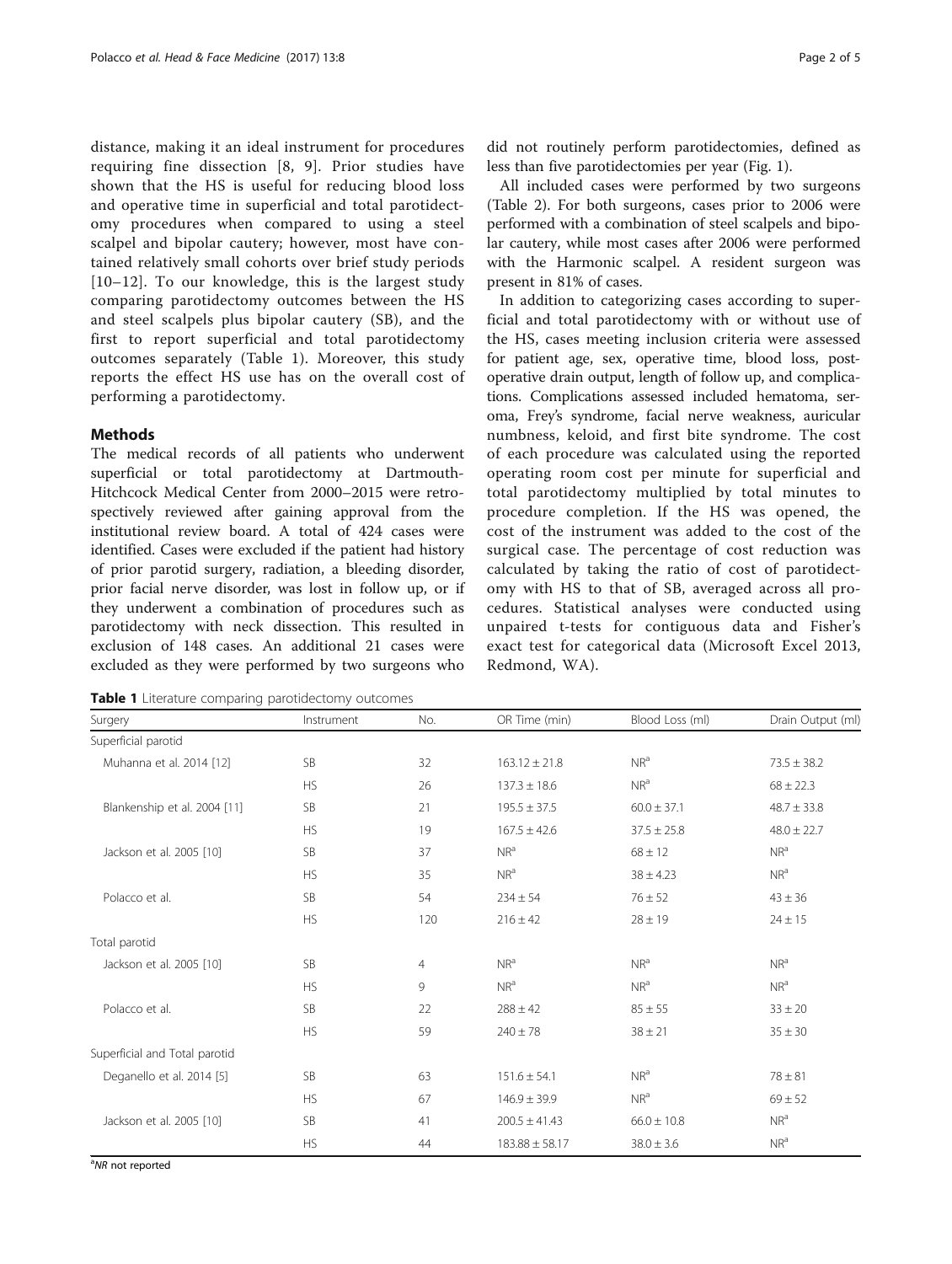distance, making it an ideal instrument for procedures requiring fine dissection [8, 9]. Prior studies have shown that the HS is useful for reducing blood loss and operative time in superficial and total parotidectomy procedures when compared to using a steel scalpel and bipolar cautery; however, most have contained relatively small cohorts over brief study periods [10–12]. To our knowledge, this is the largest study comparing parotidectomy outcomes between the HS and steel scalpels plus bipolar cautery (SB), and the first to report superficial and total parotidectomy outcomes separately (Table 1). Moreover, this study reports the effect HS use has on the overall cost of performing a parotidectomy.

## Methods

The medical records of all patients who underwent superficial or total parotidectomy at Dartmouth-Hitchcock Medical Center from 2000–2015 were retrospectively reviewed after gaining approval from the institutional review board. A total of 424 cases were identified. Cases were excluded if the patient had history of prior parotid surgery, radiation, a bleeding disorder, prior facial nerve disorder, was lost in follow up, or if they underwent a combination of procedures such as parotidectomy with neck dissection. This resulted in exclusion of 148 cases. An additional 21 cases were excluded as they were performed by two surgeons who did not routinely perform parotidectomies, defined as less than five parotidectomies per year (Fig. 1).

All included cases were performed by two surgeons (Table 2). For both surgeons, cases prior to 2006 were performed with a combination of steel scalpels and bipolar cautery, while most cases after 2006 were performed with the Harmonic scalpel. A resident surgeon was present in 81% of cases.

In addition to categorizing cases according to superficial and total parotidectomy with or without use of the HS, cases meeting inclusion criteria were assessed for patient age, sex, operative time, blood loss, postoperative drain output, length of follow up, and complications. Complications assessed included hematoma, seroma, Frey's syndrome, facial nerve weakness, auricular numbness, keloid, and first bite syndrome. The cost of each procedure was calculated using the reported operating room cost per minute for superficial and total parotidectomy multiplied by total minutes to procedure completion. If the HS was opened, the cost of the instrument was added to the cost of the surgical case. The percentage of cost reduction was calculated by taking the ratio of cost of parotidectomy with HS to that of SB, averaged across all procedures. Statistical analyses were conducted using unpaired t-tests for contiguous data and Fisher's exact test for categorical data (Microsoft Excel 2013, Redmond, WA).

**Table 1** Literature comparing parotidectomy outcomes

| Surgery | Instrument | No. | OR Time (min) | Blood Loss (ml) | Drain Output (ml) |
|---|---|---|---|---|---|
| Superficial parotid | | | | | |
| Muhanna et al. 2014 [12] | SB | 32 | 163.12 ± 21.8 | NR[a] | 73.5 ± 38.2 |
| | HS | 26 | 137.3 ± 18.6 | NR[a] | 68 ± 22.3 |
| Blankenship et al. 2004 [11] | SB | 21 | 195.5 ± 37.5 | 60.0 ± 37.1 | 48.7 ± 33.8 |
| | HS | 19 | 167.5 ± 42.6 | 37.5 ± 25.8 | 48.0 ± 22.7 |
| Jackson et al. 2005 [10] | SB | 37 | NR[a] | 68 ± 12 | NR[a] |
| | HS | 35 | NR[a] | 38 ± 4.23 | NR[a] |
| Polacco et al. | SB | 54 | 234 ± 54 | 76 ± 52 | 43 ± 36 |
| | HS | 120 | 216 ± 42 | 28 ± 19 | 24 ± 15 |
| Total parotid | | | | | |
| Jackson et al. 2005 [10] | SB | 4 | NR[a] | NR[a] | NR[a] |
| | HS | 9 | NR[a] | NR[a] | NR[a] |
| Polacco et al. | SB | 22 | 288 ± 42 | 85 ± 55 | 33 ± 20 |
| | HS | 59 | 240 ± 78 | 38 ± 21 | 35 ± 30 |
| Superficial and Total parotid | | | | | |
| Deganello et al. 2014 [5] | SB | 63 | 151.6 ± 54.1 | NR[a] | 78 ± 81 |
| | HS | 67 | 146.9 ± 39.9 | NR[a] | 69 ± 52 |
| Jackson et al. 2005 [10] | SB | 41 | 200.5 ± 41.43 | 66.0 ± 10.8 | NR[a] |
| | HS | 44 | 183.88 ± 58.17 | 38.0 ± 3.6 | NR[a] |

[a] *NR* not reported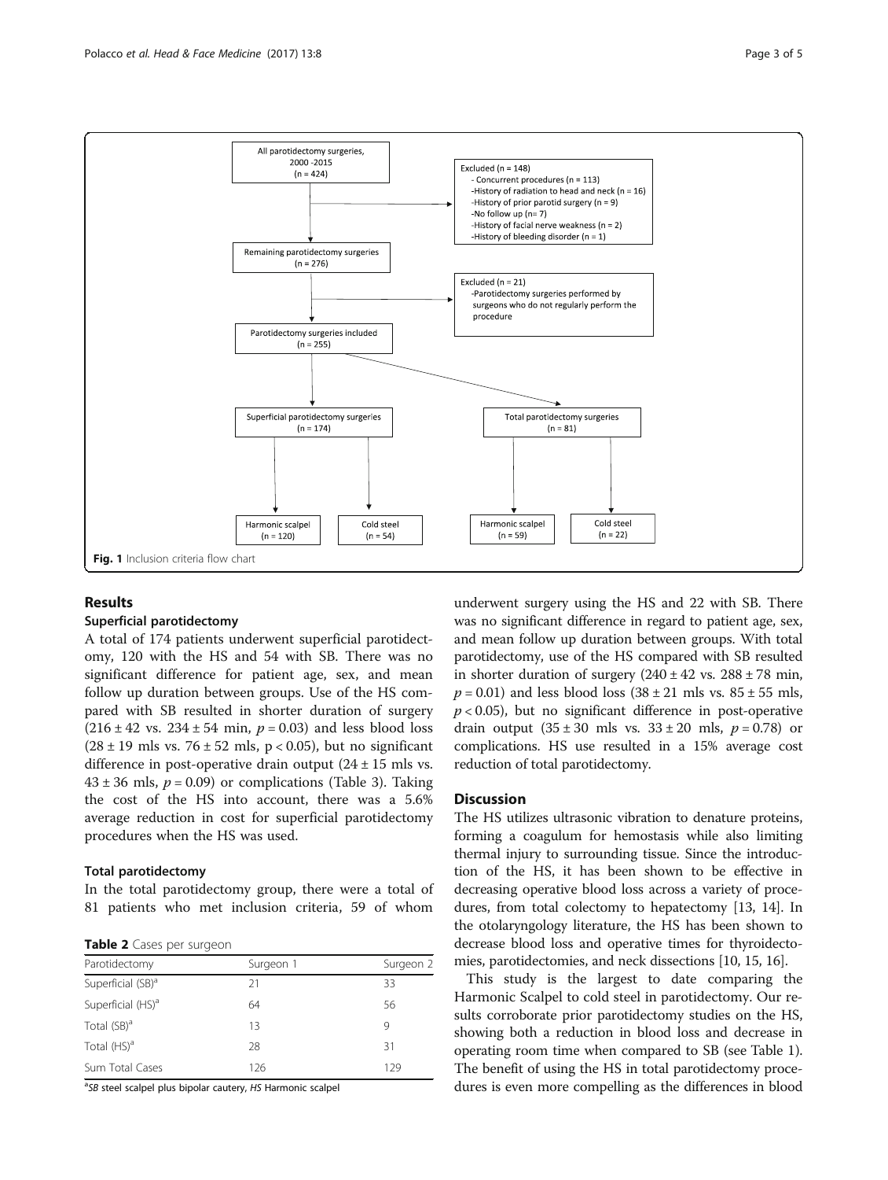All parotidectomy surgeries, 2000 -2015 (n = 424)

Excluded (n = 148)
- Concurrent procedures (n = 113)
- History of radiation to head and neck (n = 16)
- History of prior parotid surgery (n = 9)
- No follow up (n= 7)
- History of facial nerve weakness (n = 2)
- History of bleeding disorder (n = 1)

Remaining parotidectomy surgeries (n = 276)

Excluded (n = 21)
- Parotidectomy surgeries performed by surgeons who do not regularly perform the procedure

Parotidectomy surgeries included (n = 255)

Superficial parotidectomy surgeries (n = 174)

Total parotidectomy surgeries (n = 81)

Harmonic scalpel (n = 120)

Cold steel (n = 54)

Harmonic scalpel (n = 59)

Cold steel (n = 22)

**Fig. 1** Inclusion criteria flow chart

## Results

### Superficial parotidectomy

A total of 174 patients underwent superficial parotidectomy, 120 with the HS and 54 with SB. There was no significant difference for patient age, sex, and mean follow up duration between groups. Use of the HS compared with SB resulted in shorter duration of surgery ($216 \pm 42$ vs. $234 \pm 54$ min, $p = 0.03$) and less blood loss ($28 \pm 19$ mls vs. $76 \pm 52$ mls, $p < 0.05$), but no significant difference in post-operative drain output ($24 \pm 15$ mls vs. $43 \pm 36$ mls, $p = 0.09$) or complications (Table 3). Taking the cost of the HS into account, there was a 5.6% average reduction in cost for superficial parotidectomy procedures when the HS was used.

### Total parotidectomy

In the total parotidectomy group, there were a total of 81 patients who met inclusion criteria, 59 of whom underwent surgery using the HS and 22 with SB. There was no significant difference in regard to patient age, sex, and mean follow up duration between groups. With total parotidectomy, use of the HS compared with SB resulted in shorter duration of surgery ($240 \pm 42$ vs. $288 \pm 78$ min, $p = 0.01$) and less blood loss ($38 \pm 21$ mls vs. $85 \pm 55$ mls, $p < 0.05$), but no significant difference in post-operative drain output ($35 \pm 30$ mls vs. $33 \pm 20$ mls, $p = 0.78$) or complications. HS use resulted in a 15% average cost reduction of total parotidectomy.

**Table 2** Cases per surgeon

| Parotidectomy | Surgeon 1 | Surgeon 2 |
|---|---|---|
| Superficial (SB)[a] | 21 | 33 |
| Superficial (HS)[a] | 64 | 56 |
| Total (SB)[a] | 13 | 9 |
| Total (HS)[a] | 28 | 31 |
| Sum Total Cases | 126 | 129 |

[a]*SB* steel scalpel plus bipolar cautery, *HS* Harmonic scalpel

## Discussion

The HS utilizes ultrasonic vibration to denature proteins, forming a coagulum for hemostasis while also limiting thermal injury to surrounding tissue. Since the introduction of the HS, it has been shown to be effective in decreasing operative blood loss across a variety of procedures, from total colectomy to hepatectomy [13, 14]. In the otolaryngology literature, the HS has been shown to decrease blood loss and operative times for thyroidectomies, parotidectomies, and neck dissections [10, 15, 16].

This study is the largest to date comparing the Harmonic Scalpel to cold steel in parotidectomy. Our results corroborate prior parotidectomy studies on the HS, showing both a reduction in blood loss and decrease in operating room time when compared to SB (see Table 1). The benefit of using the HS in total parotidectomy procedures is even more compelling as the differences in blood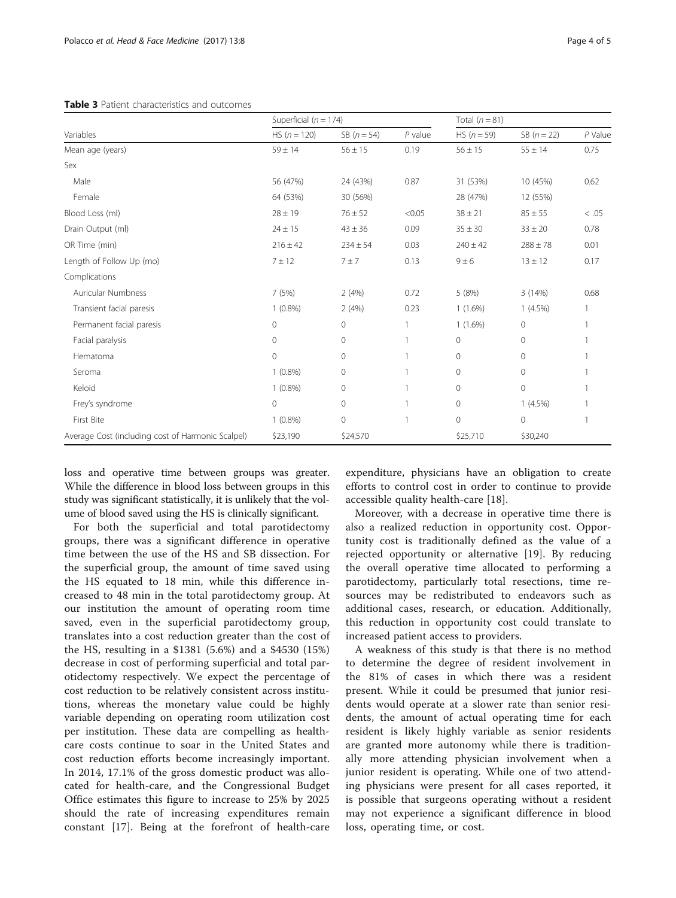**Table 3** Patient characteristics and outcomes

| Variables | Superficial ($n = 174$) | | | Total ($n = 81$) | | |
|---|---|---|---|---|---|---|
| | HS ($n = 120$) | SB ($n = 54$) | *P* value | HS ($n = 59$) | SB ($n = 22$) | *P* Value |
| Mean age (years) | 59 ± 14 | 56 ± 15 | 0.19 | 56 ± 15 | 55 ± 14 | 0.75 |
| Sex | | | | | | |
| Male | 56 (47%) | 24 (43%) | 0.87 | 31 (53%) | 10 (45%) | 0.62 |
| Female | 64 (53%) | 30 (56%) | | 28 (47%) | 12 (55%) | |
| Blood Loss (ml) | 28 ± 19 | 76 ± 52 | <0.05 | 38 ± 21 | 85 ± 55 | < .05 |
| Drain Output (ml) | 24 ± 15 | 43 ± 36 | 0.09 | 35 ± 30 | 33 ± 20 | 0.78 |
| OR Time (min) | 216 ± 42 | 234 ± 54 | 0.03 | 240 ± 42 | 288 ± 78 | 0.01 |
| Length of Follow Up (mo) | 7 ± 12 | 7 ± 7 | 0.13 | 9 ± 6 | 13 ± 12 | 0.17 |
| Complications | | | | | | |
| Auricular Numbness | 7 (5%) | 2 (4%) | 0.72 | 5 (8%) | 3 (14%) | 0.68 |
| Transient facial paresis | 1 (0.8%) | 2 (4%) | 0.23 | 1 (1.6%) | 1 (4.5%) | 1 |
| Permanent facial paresis | 0 | 0 | 1 | 1 (1.6%) | 0 | 1 |
| Facial paralysis | 0 | 0 | 1 | 0 | 0 | 1 |
| Hematoma | 0 | 0 | 1 | 0 | 0 | 1 |
| Seroma | 1 (0.8%) | 0 | 1 | 0 | 0 | 1 |
| Keloid | 1 (0.8%) | 0 | 1 | 0 | 0 | 1 |
| Frey's syndrome | 0 | 0 | 1 | 0 | 1 (4.5%) | 1 |
| First Bite | 1 (0.8%) | 0 | 1 | 0 | 0 | 1 |
| Average Cost (including cost of Harmonic Scalpel) | $23,190 | $24,570 | | $25,710 | $30,240 | |

loss and operative time between groups was greater. While the difference in blood loss between groups in this study was significant statistically, it is unlikely that the volume of blood saved using the HS is clinically significant.

For both the superficial and total parotidectomy groups, there was a significant difference in operative time between the use of the HS and SB dissection. For the superficial group, the amount of time saved using the HS equated to 18 min, while this difference increased to 48 min in the total parotidectomy group. At our institution the amount of operating room time saved, even in the superficial parotidectomy group, translates into a cost reduction greater than the cost of the HS, resulting in a $1381 (5.6%) and a $4530 (15%) decrease in cost of performing superficial and total parotidectomy respectively. We expect the percentage of cost reduction to be relatively consistent across institutions, whereas the monetary value could be highly variable depending on operating room utilization cost per institution. These data are compelling as health-care costs continue to soar in the United States and cost reduction efforts become increasingly important. In 2014, 17.1% of the gross domestic product was allocated for health-care, and the Congressional Budget Office estimates this figure to increase to 25% by 2025 should the rate of increasing expenditures remain constant [17]. Being at the forefront of health-care expenditure, physicians have an obligation to create efforts to control cost in order to continue to provide accessible quality health-care [18].

Moreover, with a decrease in operative time there is also a realized reduction in opportunity cost. Opportunity cost is traditionally defined as the value of a rejected opportunity or alternative [19]. By reducing the overall operative time allocated to performing a parotidectomy, particularly total resections, time resources may be redistributed to endeavors such as additional cases, research, or education. Additionally, this reduction in opportunity cost could translate to increased patient access to providers.

A weakness of this study is that there is no method to determine the degree of resident involvement in the 81% of cases in which there was a resident present. While it could be presumed that junior residents would operate at a slower rate than senior residents, the amount of actual operating time for each resident is likely highly variable as senior residents are granted more autonomy while there is traditionally more attending physician involvement when a junior resident is operating. While one of two attending physicians were present for all cases reported, it is possible that surgeons operating without a resident may not experience a significant difference in blood loss, operating time, or cost.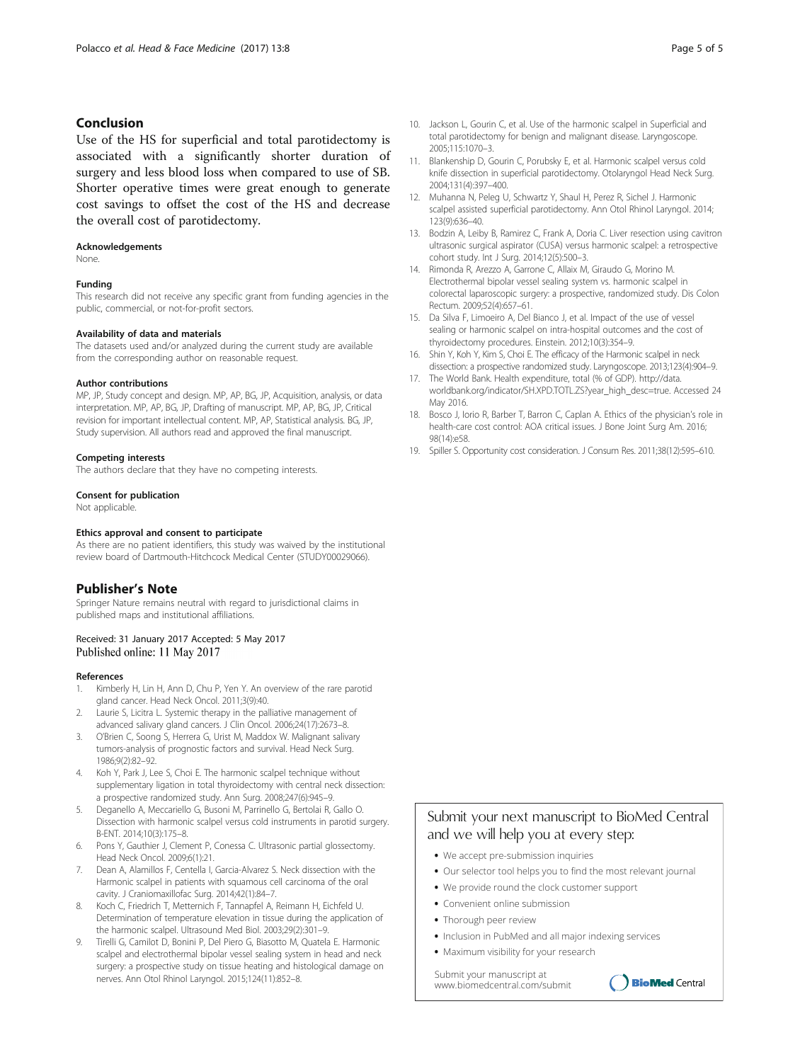## Conclusion

Use of the HS for superficial and total parotidectomy is associated with a significantly shorter duration of surgery and less blood loss when compared to use of SB. Shorter operative times were great enough to generate cost savings to offset the cost of the HS and decrease the overall cost of parotidectomy.

#### Acknowledgements

None.

#### Funding

This research did not receive any specific grant from funding agencies in the public, commercial, or not-for-profit sectors.

#### Availability of data and materials

The datasets used and/or analyzed during the current study are available from the corresponding author on reasonable request.

#### Author contributions

MP, JP, Study concept and design. MP, AP, BG, JP, Acquisition, analysis, or data interpretation. MP, AP, BG, JP, Drafting of manuscript. MP, AP, BG, JP, Critical revision for important intellectual content. MP, AP, Statistical analysis. BG, JP, Study supervision. All authors read and approved the final manuscript.

#### Competing interests

The authors declare that they have no competing interests.

#### Consent for publication

Not applicable.

#### Ethics approval and consent to participate

As there are no patient identifiers, this study was waived by the institutional review board of Dartmouth-Hitchcock Medical Center (STUDY00029066).

## Publisher's Note

Springer Nature remains neutral with regard to jurisdictional claims in published maps and institutional affiliations.

Received: 31 January 2017 Accepted: 5 May 2017
Published online: 11 May 2017

#### References

1. Kimberly H, Lin H, Ann D, Chu P, Yen Y. An overview of the rare parotid gland cancer. Head Neck Oncol. 2011;3(9):40.
2. Laurie S, Licitra L. Systemic therapy in the palliative management of advanced salivary gland cancers. J Clin Oncol. 2006;24(17):2673–8.
3. O'Brien C, Soong S, Herrera G, Urist M, Maddox W. Malignant salivary tumors-analysis of prognostic factors and survival. Head Neck Surg. 1986;9(2):82–92.
4. Koh Y, Park J, Lee S, Choi E. The harmonic scalpel technique without supplementary ligation in total thyroidectomy with central neck dissection: a prospective randomized study. Ann Surg. 2008;247(6):945–9.
5. Deganello A, Meccariello G, Busoni M, Parrinello G, Bertolai R, Gallo O. Dissection with harmonic scalpel versus cold instruments in parotid surgery. B-ENT. 2014;10(3):175–8.
6. Pons Y, Gauthier J, Clement P, Conessa C. Ultrasonic partial glossectomy. Head Neck Oncol. 2009;6(1):21.
7. Dean A, Alamillos F, Centella I, Garcia-Alvarez S. Neck dissection with the Harmonic scalpel in patients with squamous cell carcinoma of the oral cavity. J Craniomaxillofac Surg. 2014;42(1):84–7.
8. Koch C, Friedrich T, Metternich F, Tannapfel A, Reimann H, Eichfeld U. Determination of temperature elevation in tissue during the application of the harmonic scalpel. Ultrasound Med Biol. 2003;29(2):301–9.
9. Tirelli G, Camilot D, Bonini P, Del Piero G, Biasotto M, Quatela E. Harmonic scalpel and electrothermal bipolar vessel sealing system in head and neck surgery: a prospective study on tissue heating and histological damage on nerves. Ann Otol Rhinol Laryngol. 2015;124(11):852–8.
10. Jackson L, Gourin C, et al. Use of the harmonic scalpel in Superficial and total parotidectomy for benign and malignant disease. Laryngoscope. 2005;115:1070–3.
11. Blankenship D, Gourin C, Porubsky E, et al. Harmonic scalpel versus cold knife dissection in superficial parotidectomy. Otolaryngol Head Neck Surg. 2004;131(4):397–400.
12. Muhanna N, Peleg U, Schwartz Y, Shaul H, Perez R, Sichel J. Harmonic scalpel assisted superficial parotidectomy. Ann Otol Rhinol Laryngol. 2014;123(9):636–40.
13. Bodzin A, Leiby B, Ramirez C, Frank A, Doria C. Liver resection using cavitron ultrasonic surgical aspirator (CUSA) versus harmonic scalpel: a retrospective cohort study. Int J Surg. 2014;12(5):500–3.
14. Rimonda R, Arezzo A, Garrone C, Allaix M, Giraudo G, Morino M. Electrothermal bipolar vessel sealing system vs. harmonic scalpel in colorectal laparoscopic surgery: a prospective, randomized study. Dis Colon Rectum. 2009;52(4):657–61.
15. Da Silva F, Limoeiro A, Del Bianco J, et al. Impact of the use of vessel sealing or harmonic scalpel on intra-hospital outcomes and the cost of thyroidectomy procedures. Einstein. 2012;10(3):354–9.
16. Shin Y, Koh Y, Kim S, Choi E. The efficacy of the Harmonic scalpel in neck dissection: a prospective randomized study. Laryngoscope. 2013;123(4):904–9.
17. The World Bank. Health expenditure, total (% of GDP). http://data.worldbank.org/indicator/SH.XPD.TOTL.ZS?year_high_desc=true. Accessed 24 May 2016.
18. Bosco J, Iorio R, Barber T, Barron C, Caplan A. Ethics of the physician's role in health-care cost control: AOA critical issues. J Bone Joint Surg Am. 2016;98(14):e58.
19. Spiller S. Opportunity cost consideration. J Consum Res. 2011;38(12):595–610.

Submit your next manuscript to BioMed Central and we will help you at every step:

- We accept pre-submission inquiries
- Our selector tool helps you to find the most relevant journal
- We provide round the clock customer support
- Convenient online submission
- Thorough peer review
- Inclusion in PubMed and all major indexing services
- Maximum visibility for your research

Submit your manuscript at
www.biomedcentral.com/submit

BioMed Central